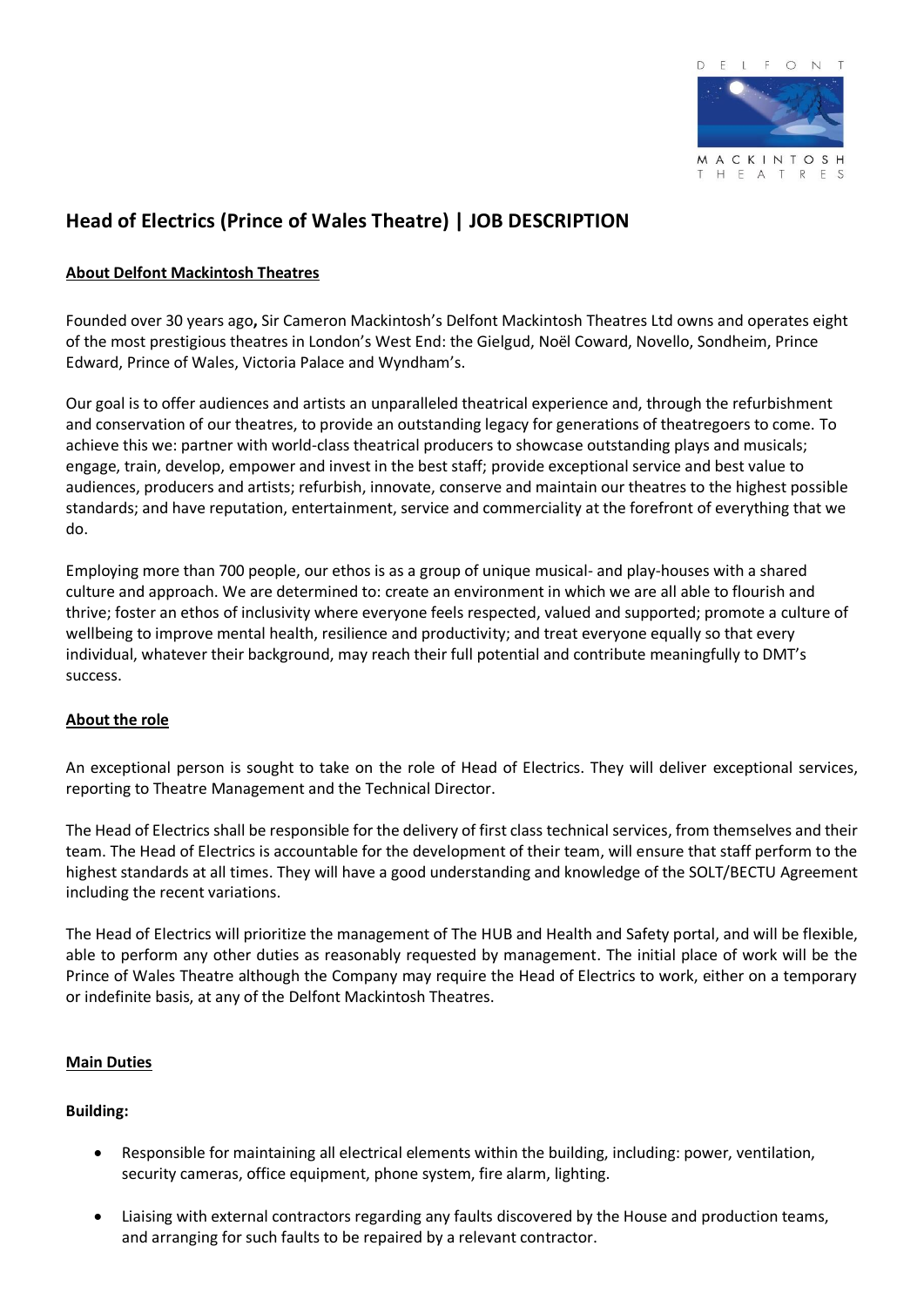# Head of Electrics (Prince of Wales Theatre) | JOB DESCRIPTION

## About Delfont Mackintosh Theatres

Founded over 30 years ago**,** Sir Cameron Mackintosh's Delfont Mackintosh Theatres Ltd owns and operates eight of the most prestigious theatres in London's West End: the Gielgud, Noël Coward, Novello, Sondheim, Prince Edward, Prince of Wales, Victoria Palace and Wyndham's.

Our goal is to offer audiences and artists an unparalleled theatrical experience and, through the refurbishment and conservation of our theatres, to provide an outstanding legacy for generations of theatregoers to come. To achieve this we: partner with world-class theatrical producers to showcase outstanding plays and musicals; engage, train, develop, empower and invest in the best staff; provide exceptional service and best value to audiences, producers and artists; refurbish, innovate, conserve and maintain our theatres to the highest possible standards; and have reputation, entertainment, service and commerciality at the forefront of everything that we do.

Employing more than 700 people, our ethos is as a group of unique musical- and play-houses with a shared culture and approach. We are determined to: create an environment in which we are all able to flourish and thrive; foster an ethos of inclusivity where everyone feels respected, valued and supported; promote a culture of wellbeing to improve mental health, resilience and productivity; and treat everyone equally so that every individual, whatever their background, may reach their full potential and contribute meaningfully to DMT's success.

## About the role

An exceptional person is sought to take on the role of Head of Electrics. They will deliver exceptional services, reporting to Theatre Management and the Technical Director.

The Head of Electrics shall be responsible for the delivery of first class technical services, from themselves and their team. The Head of Electrics is accountable for the development of their team, will ensure that staff perform to the highest standards at all times. They will have a good understanding and knowledge of the SOLT/BECTU Agreement including the recent variations.

The Head of Electrics will prioritize the management of The HUB and Health and Safety portal, and will be flexible, able to perform any other duties as reasonably requested by management. The initial place of work will be the Prince of Wales Theatre although the Company may require the Head of Electrics to work, either on a temporary or indefinite basis, at any of the Delfont Mackintosh Theatres.

## Main Duties

**Building:**

- Responsible for maintaining all electrical elements within the building, including: power, ventilation, security cameras, office equipment, phone system, fire alarm, lighting.
- Liaising with external contractors regarding any faults discovered by the House and production teams, and arranging for such faults to be repaired by a relevant contractor.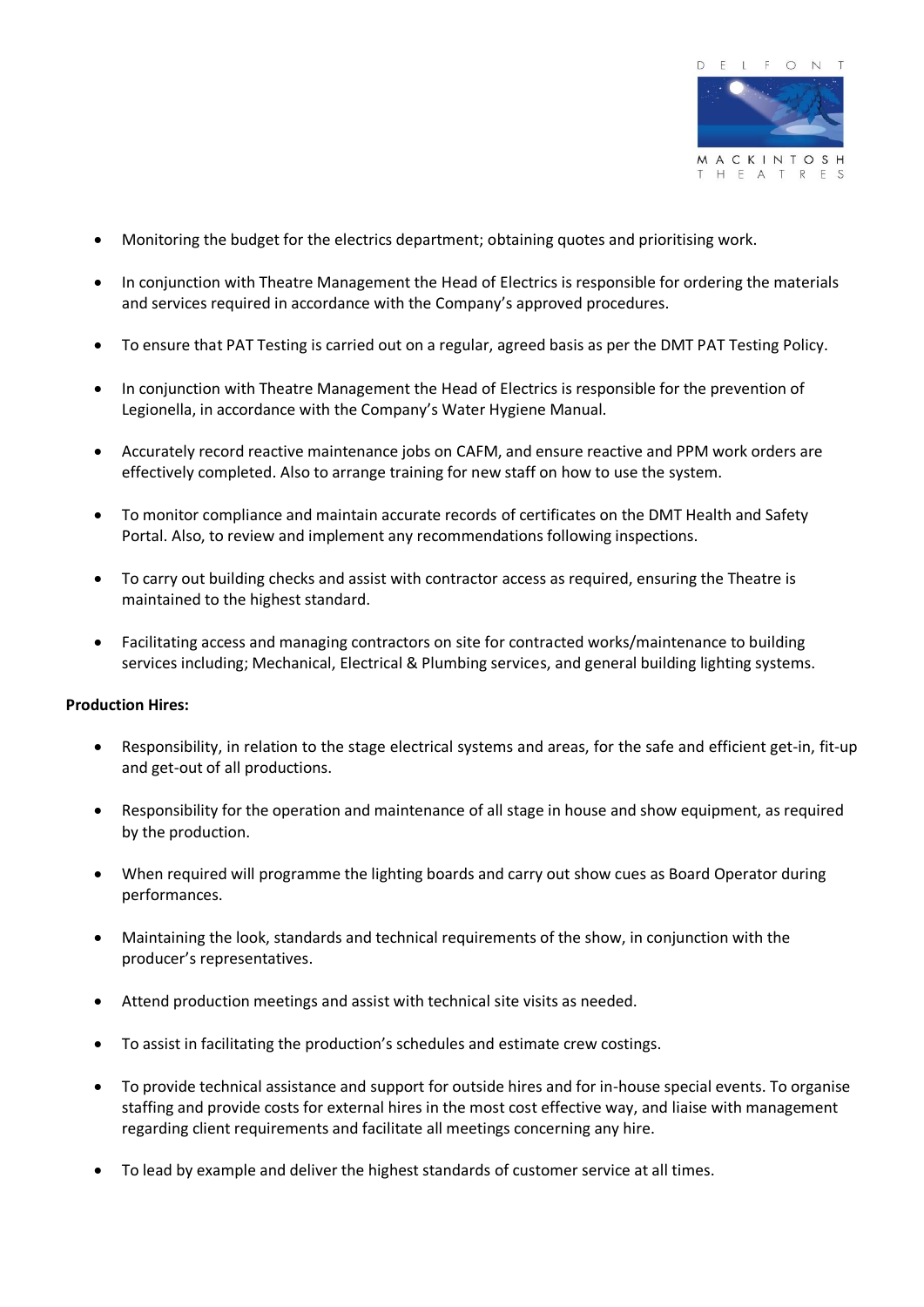- Monitoring the budget for the electrics department; obtaining quotes and prioritising work.
- In conjunction with Theatre Management the Head of Electrics is responsible for ordering the materials and services required in accordance with the Company's approved procedures.
- To ensure that PAT Testing is carried out on a regular, agreed basis as per the DMT PAT Testing Policy.
- In conjunction with Theatre Management the Head of Electrics is responsible for the prevention of Legionella, in accordance with the Company's Water Hygiene Manual.
- Accurately record reactive maintenance jobs on CAFM, and ensure reactive and PPM work orders are effectively completed. Also to arrange training for new staff on how to use the system.
- To monitor compliance and maintain accurate records of certificates on the DMT Health and Safety Portal. Also, to review and implement any recommendations following inspections.
- To carry out building checks and assist with contractor access as required, ensuring the Theatre is maintained to the highest standard.
- Facilitating access and managing contractors on site for contracted works/maintenance to building services including; Mechanical, Electrical & Plumbing services, and general building lighting systems.

**Production Hires:**

- Responsibility, in relation to the stage electrical systems and areas, for the safe and efficient get-in, fit-up and get-out of all productions.
- Responsibility for the operation and maintenance of all stage in house and show equipment, as required by the production.
- When required will programme the lighting boards and carry out show cues as Board Operator during performances.
- Maintaining the look, standards and technical requirements of the show, in conjunction with the producer's representatives.
- Attend production meetings and assist with technical site visits as needed.
- To assist in facilitating the production's schedules and estimate crew costings.
- To provide technical assistance and support for outside hires and for in-house special events. To organise staffing and provide costs for external hires in the most cost effective way, and liaise with management regarding client requirements and facilitate all meetings concerning any hire.
- To lead by example and deliver the highest standards of customer service at all times.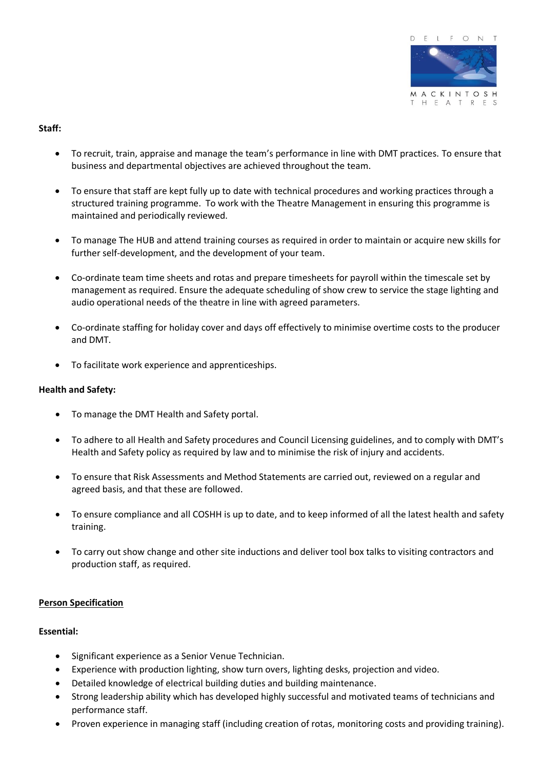**Staff:**

- To recruit, train, appraise and manage the team's performance in line with DMT practices. To ensure that business and departmental objectives are achieved throughout the team.
- To ensure that staff are kept fully up to date with technical procedures and working practices through a structured training programme. To work with the Theatre Management in ensuring this programme is maintained and periodically reviewed.
- To manage The HUB and attend training courses as required in order to maintain or acquire new skills for further self-development, and the development of your team.
- Co-ordinate team time sheets and rotas and prepare timesheets for payroll within the timescale set by management as required. Ensure the adequate scheduling of show crew to service the stage lighting and audio operational needs of the theatre in line with agreed parameters.
- Co-ordinate staffing for holiday cover and days off effectively to minimise overtime costs to the producer and DMT.
- To facilitate work experience and apprenticeships.

**Health and Safety:**

- To manage the DMT Health and Safety portal.
- To adhere to all Health and Safety procedures and Council Licensing guidelines, and to comply with DMT's Health and Safety policy as required by law and to minimise the risk of injury and accidents.
- To ensure that Risk Assessments and Method Statements are carried out, reviewed on a regular and agreed basis, and that these are followed.
- To ensure compliance and all COSHH is up to date, and to keep informed of all the latest health and safety training.
- To carry out show change and other site inductions and deliver tool box talks to visiting contractors and production staff, as required.

## Person Specification

**Essential:**

- Significant experience as a Senior Venue Technician.
- Experience with production lighting, show turn overs, lighting desks, projection and video.
- Detailed knowledge of electrical building duties and building maintenance.
- Strong leadership ability which has developed highly successful and motivated teams of technicians and performance staff.
- Proven experience in managing staff (including creation of rotas, monitoring costs and providing training).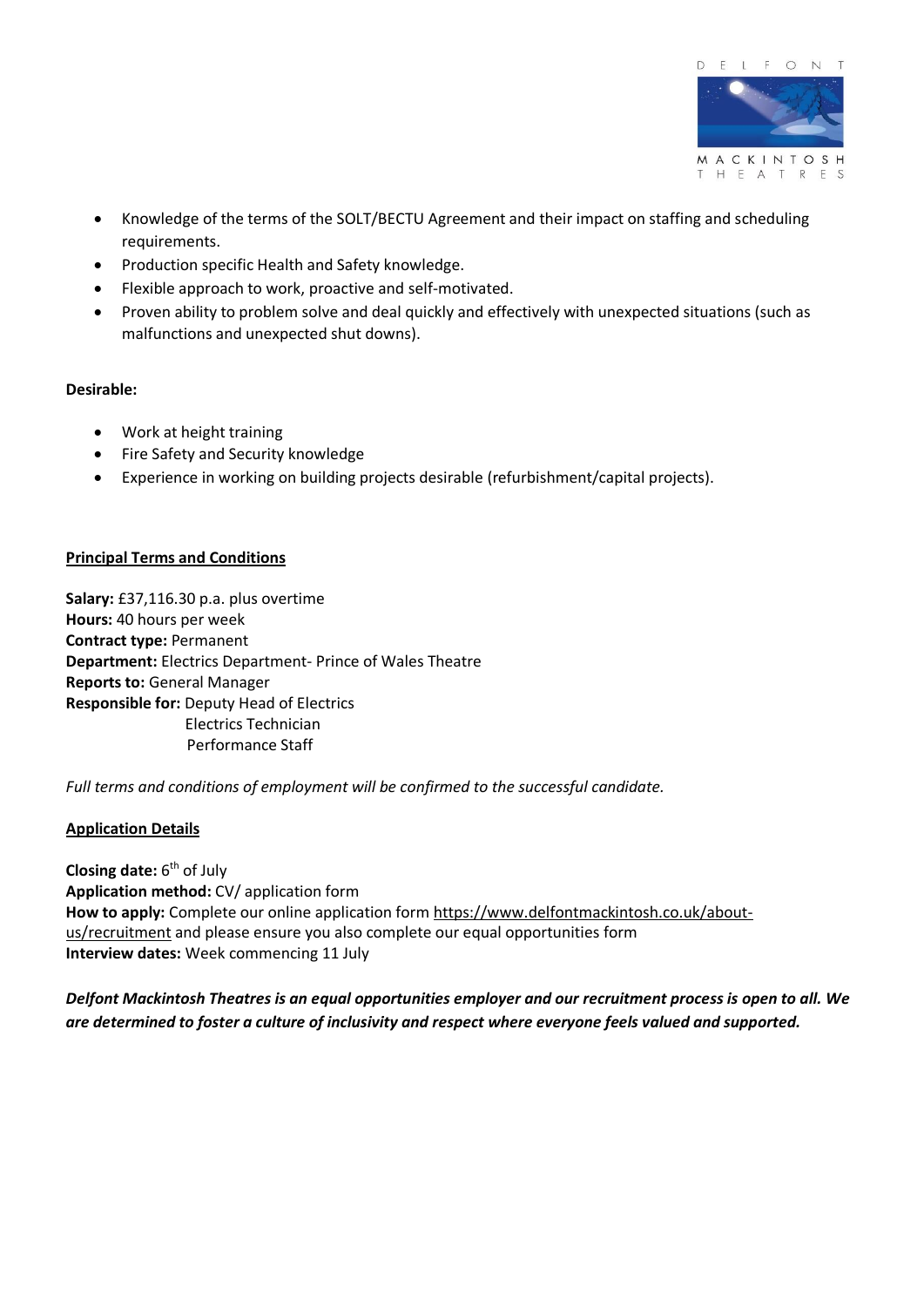- Knowledge of the terms of the SOLT/BECTU Agreement and their impact on staffing and scheduling requirements.
- Production specific Health and Safety knowledge.
- Flexible approach to work, proactive and self-motivated.
- Proven ability to problem solve and deal quickly and effectively with unexpected situations (such as malfunctions and unexpected shut downs).

**Desirable:**

- Work at height training
- Fire Safety and Security knowledge
- Experience in working on building projects desirable (refurbishment/capital projects).

**Principal Terms and Conditions**

**Salary:** £37,116.30 p.a. plus overtime
**Hours:** 40 hours per week
**Contract type:** Permanent
**Department:** Electrics Department- Prince of Wales Theatre
**Reports to:** General Manager
**Responsible for:** Deputy Head of Electrics
Electrics Technician
Performance Staff

*Full terms and conditions of employment will be confirmed to the successful candidate.*

**Application Details**

**Closing date:** 6th of July
**Application method:** CV/ application form
**How to apply:** Complete our online application form https://www.delfontmackintosh.co.uk/about-us/recruitment and please ensure you also complete our equal opportunities form
**Interview dates:** Week commencing 11 July

***Delfont Mackintosh Theatres is an equal opportunities employer and our recruitment process is open to all. We are determined to foster a culture of inclusivity and respect where everyone feels valued and supported.***